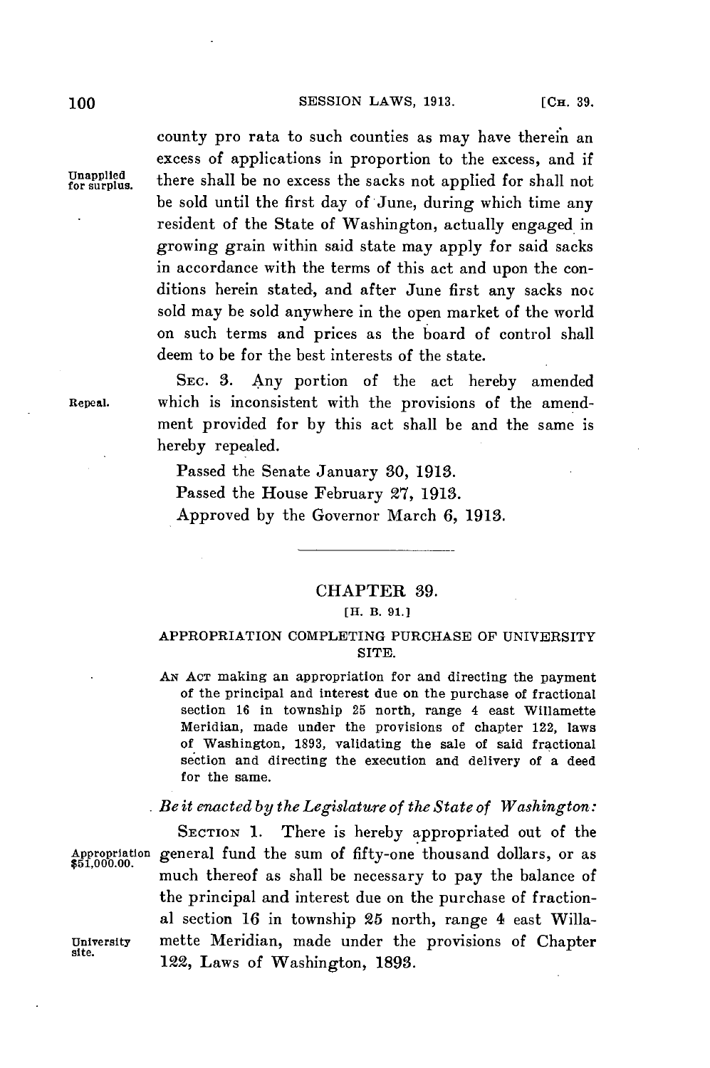county pro rata to such counties as may have therein an excess of applications in proportion to the excess, and if there shall be no excess the sacks not applied for shall not be sold until the first day of June, during which time any resident of the State of Washington, actually engaged in growing grain within said state may apply for said sacks in accordance with the terms of this act and upon the conditions herein stated, and after June first any sacks not sold may be sold anywhere in the open market of the world on such terms and prices as the board of control shall deem to be for the best interests of the state.

Unapplied for surplus.

SEC. 3. Any portion of the act hereby amended which is inconsistent with the provisions of the amendment provided for by this act shall be and the same is hereby repealed.

Repeal.

Passed the Senate January 30, 1913.
Passed the House February 27, 1913.
Approved by the Governor March 6, 1913.

---

## CHAPTER 39.

[H. B. 91.]

### APPROPRIATION COMPLETING PURCHASE OF UNIVERSITY SITE.

AN ACT making an appropriation for and directing the payment of the principal and interest due on the purchase of fractional section 16 in township 25 north, range 4 east Willamette Meridian, made under the provisions of chapter 122, laws of Washington, 1893, validating the sale of said fractional section and directing the execution and delivery of a deed for the same.

*Be it enacted by the Legislature of the State of Washington:*

SECTION 1. There is hereby appropriated out of the general fund the sum of fifty-one thousand dollars, or as much thereof as shall be necessary to pay the balance of the principal and interest due on the purchase of fractional section 16 in township 25 north, range 4 east Willamette Meridian, made under the provisions of Chapter 122, Laws of Washington, 1893.

Appropriation $51,000.00.

University site.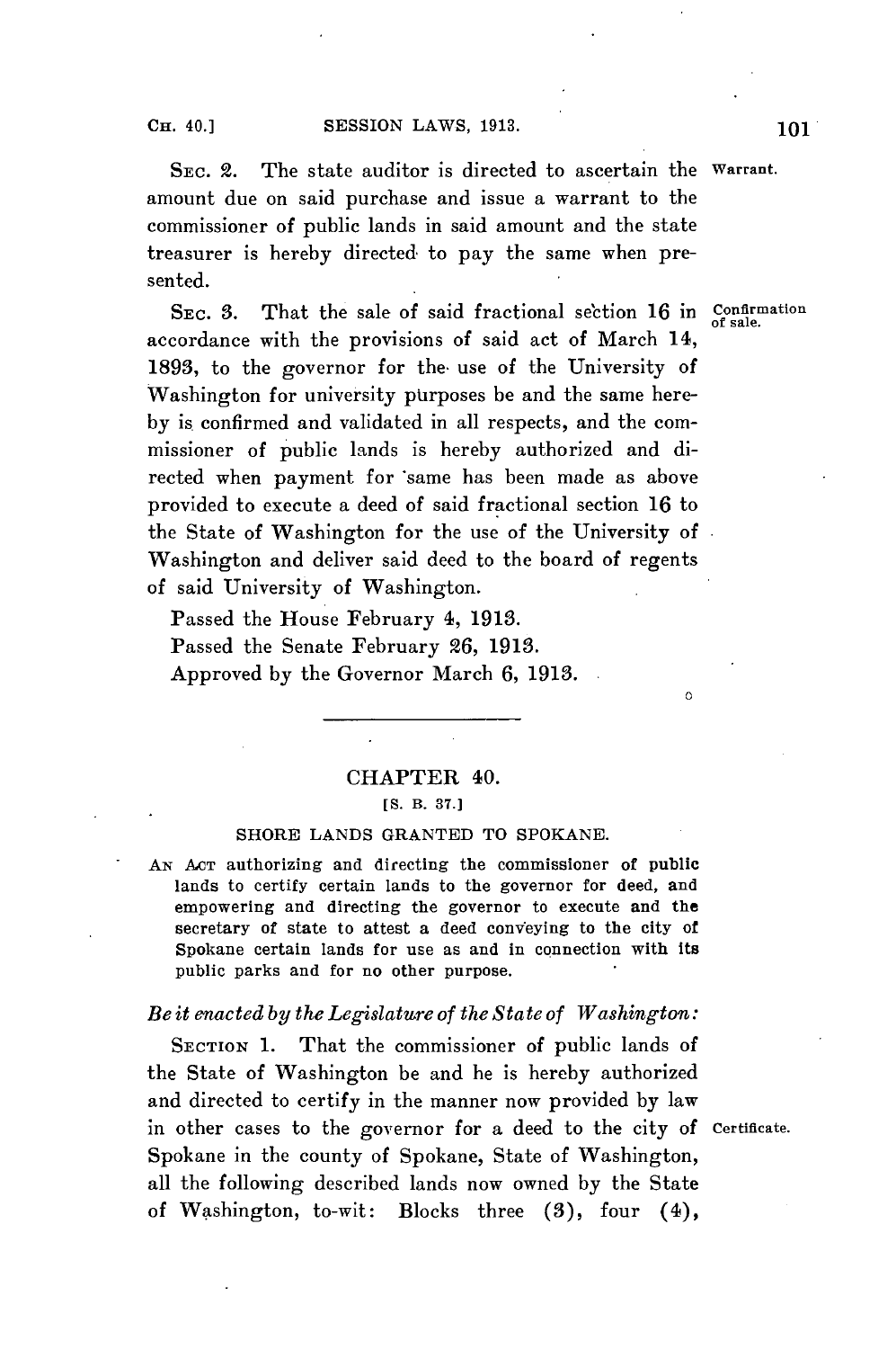SEC. 2. The state auditor is directed to ascertain the amount due on said purchase and issue a warrant to the commissioner of public lands in said amount and the state treasurer is hereby directed to pay the same when presented.

Warrant.

SEC. 3. That the sale of said fractional section 16 in accordance with the provisions of said act of March 14, 1893, to the governor for the use of the University of Washington for university purposes be and the same hereby is confirmed and validated in all respects, and the commissioner of public lands is hereby authorized and directed when payment for same has been made as above provided to execute a deed of said fractional section 16 to the State of Washington for the use of the University of Washington and deliver said deed to the board of regents of said University of Washington.

Confirmation of sale.

Passed the House February 4, 1913.
Passed the Senate February 26, 1913.
Approved by the Governor March 6, 1913.

---

## CHAPTER 40.

[S. B. 37.]

### SHORE LANDS GRANTED TO SPOKANE.

AN ACT authorizing and directing the commissioner of public lands to certify certain lands to the governor for deed, and empowering and directing the governor to execute and the secretary of state to attest a deed conveying to the city of Spokane certain lands for use as and in connection with its public parks and for no other purpose.

*Be it enacted by the Legislature of the State of Washington:*

SECTION 1. That the commissioner of public lands of the State of Washington be and he is hereby authorized and directed to certify in the manner now provided by law in other cases to the governor for a deed to the city of Spokane in the county of Spokane, State of Washington, all the following described lands now owned by the State of Washington, to-wit: Blocks three (3), four (4),

Certificate.